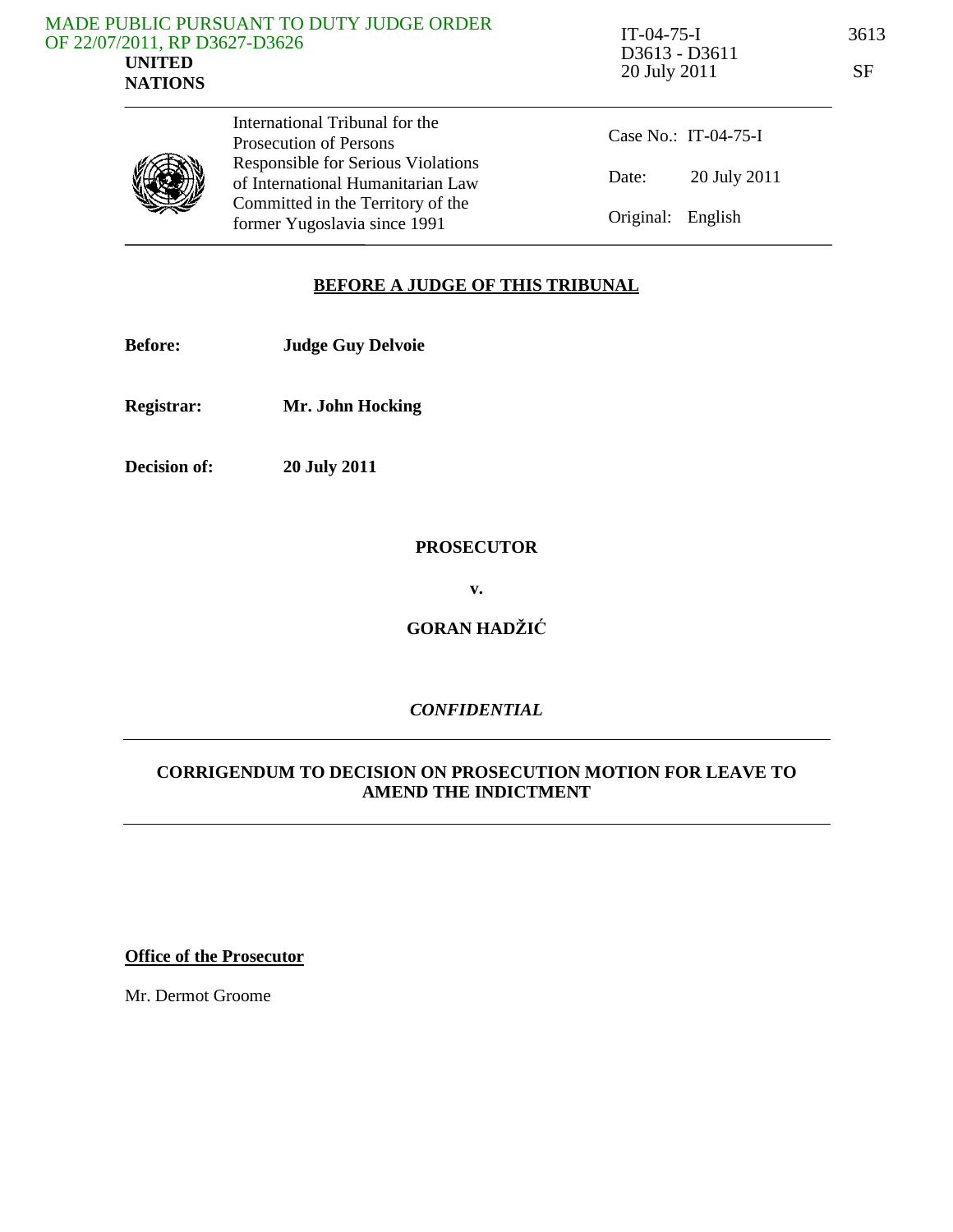MADE PUBLIC PURSUANT TO DUTY JUDGE ORDER OF 22/07/2011, RP D3627-D3626

**UNITED NATIONS**

IT-04-75-I
D3613 - D3611
20 July 2011

3613

SF

International Tribunal for the Prosecution of Persons Responsible for Serious Violations of International Humanitarian Law Committed in the Territory of the former Yugoslavia since 1991

Case No.: IT-04-75-I

Date: 20 July 2011

Original: English

**BEFORE A JUDGE OF THIS TRIBUNAL**

**Before:** **Judge Guy Delvoie**

**Registrar:** **Mr. John Hocking**

**Decision of:** **20 July 2011**

**PROSECUTOR**

**v.**

**GORAN HADŽIĆ**

***CONFIDENTIAL***

**CORRIGENDUM TO DECISION ON PROSECUTION MOTION FOR LEAVE TO AMEND THE INDICTMENT**

**Office of the Prosecutor**

Mr. Dermot Groome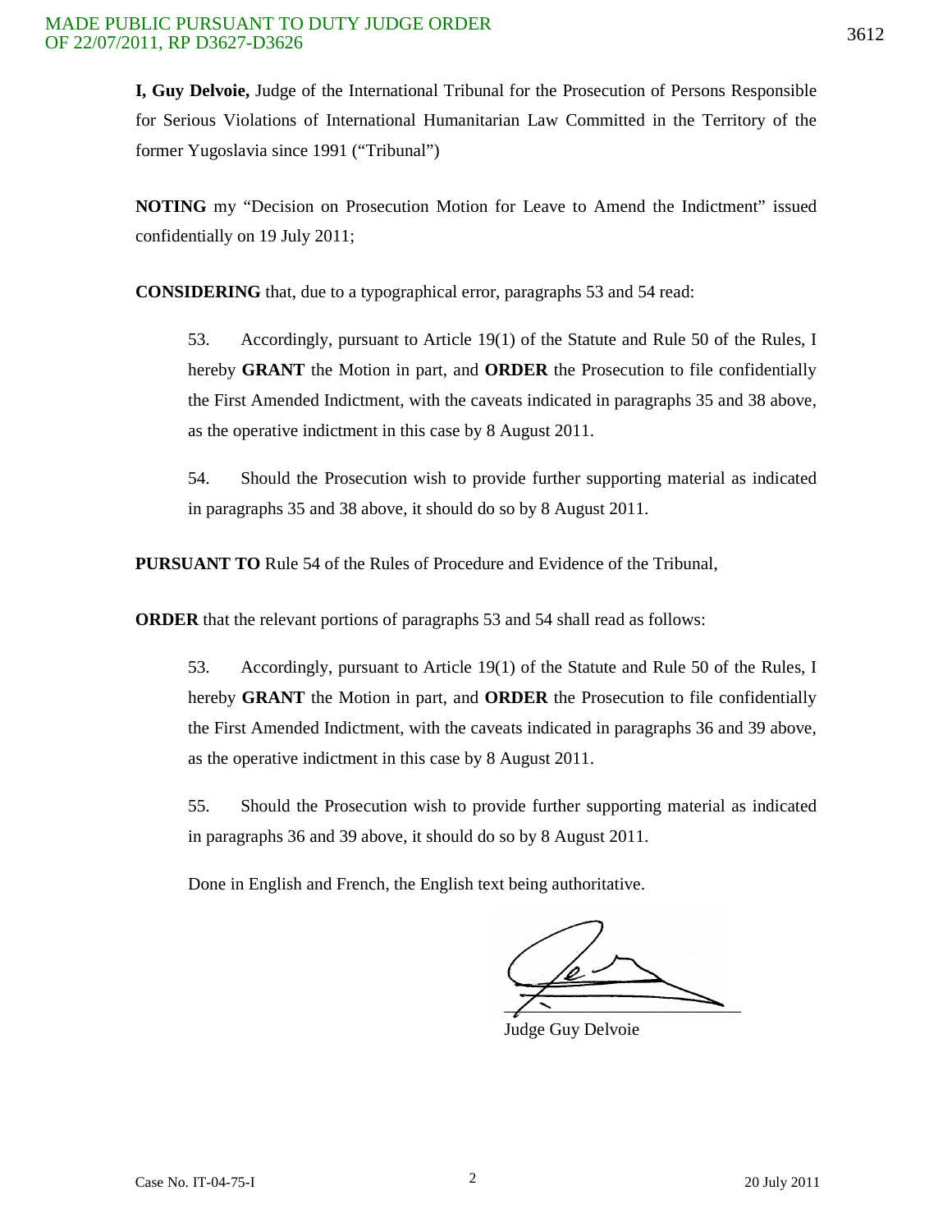**I, Guy Delvoie,** Judge of the International Tribunal for the Prosecution of Persons Responsible for Serious Violations of International Humanitarian Law Committed in the Territory of the former Yugoslavia since 1991 ("Tribunal")

**NOTING** my "Decision on Prosecution Motion for Leave to Amend the Indictment" issued confidentially on 19 July 2011;

**CONSIDERING** that, due to a typographical error, paragraphs 53 and 54 read:

> 53. Accordingly, pursuant to Article 19(1) of the Statute and Rule 50 of the Rules, I hereby **GRANT** the Motion in part, and **ORDER** the Prosecution to file confidentially the First Amended Indictment, with the caveats indicated in paragraphs 35 and 38 above, as the operative indictment in this case by 8 August 2011.
>
> 54. Should the Prosecution wish to provide further supporting material as indicated in paragraphs 35 and 38 above, it should do so by 8 August 2011.

**PURSUANT TO** Rule 54 of the Rules of Procedure and Evidence of the Tribunal,

**ORDER** that the relevant portions of paragraphs 53 and 54 shall read as follows:

> 53. Accordingly, pursuant to Article 19(1) of the Statute and Rule 50 of the Rules, I hereby **GRANT** the Motion in part, and **ORDER** the Prosecution to file confidentially the First Amended Indictment, with the caveats indicated in paragraphs 36 and 39 above, as the operative indictment in this case by 8 August 2011.
>
> 55. Should the Prosecution wish to provide further supporting material as indicated in paragraphs 36 and 39 above, it should do so by 8 August 2011.

Done in English and French, the English text being authoritative.

Judge Guy Delvoie

Case No. IT-04-75-I

20 July 2011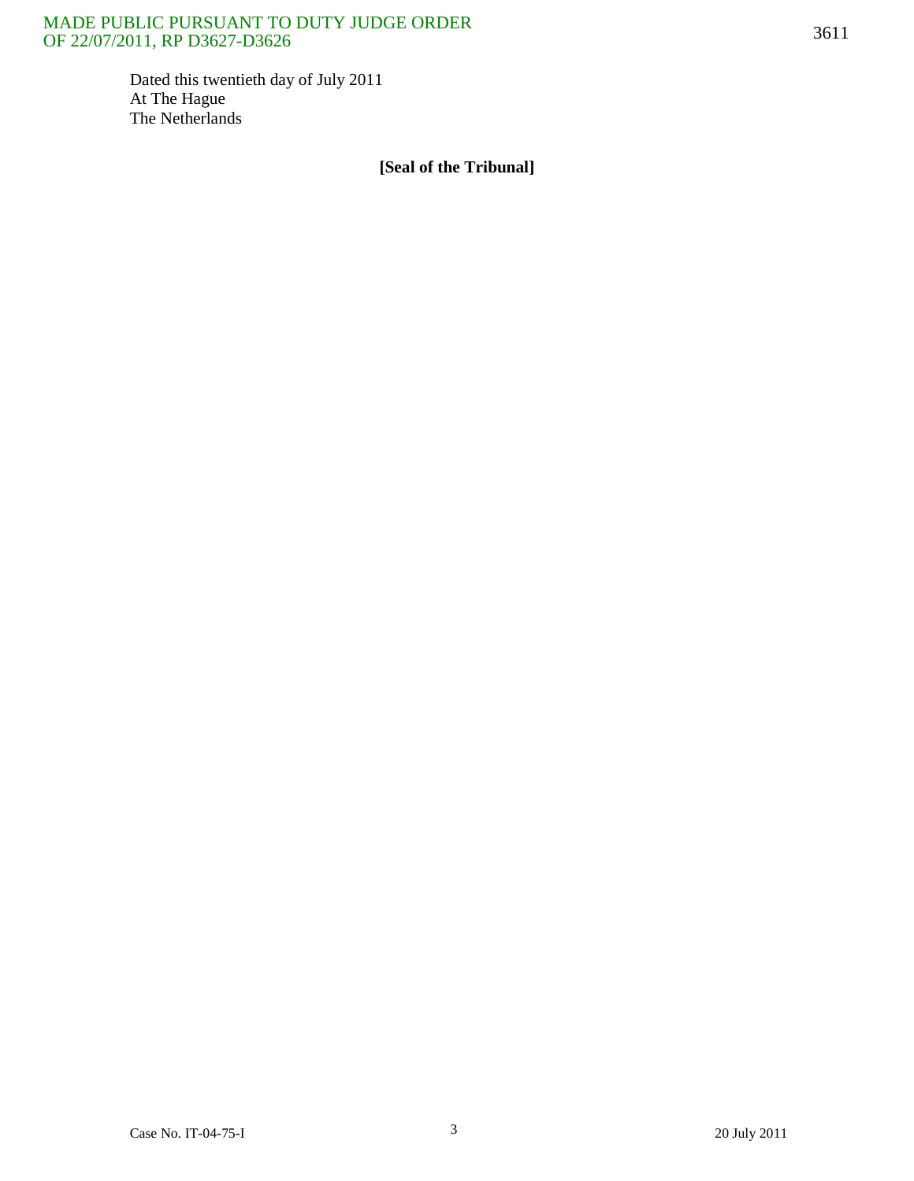MADE PUBLIC PURSUANT TO DUTY JUDGE ORDER OF 22/07/2011, RP D3627-D3626

Dated this twentieth day of July 2011
At The Hague
The Netherlands

**[Seal of the Tribunal]**